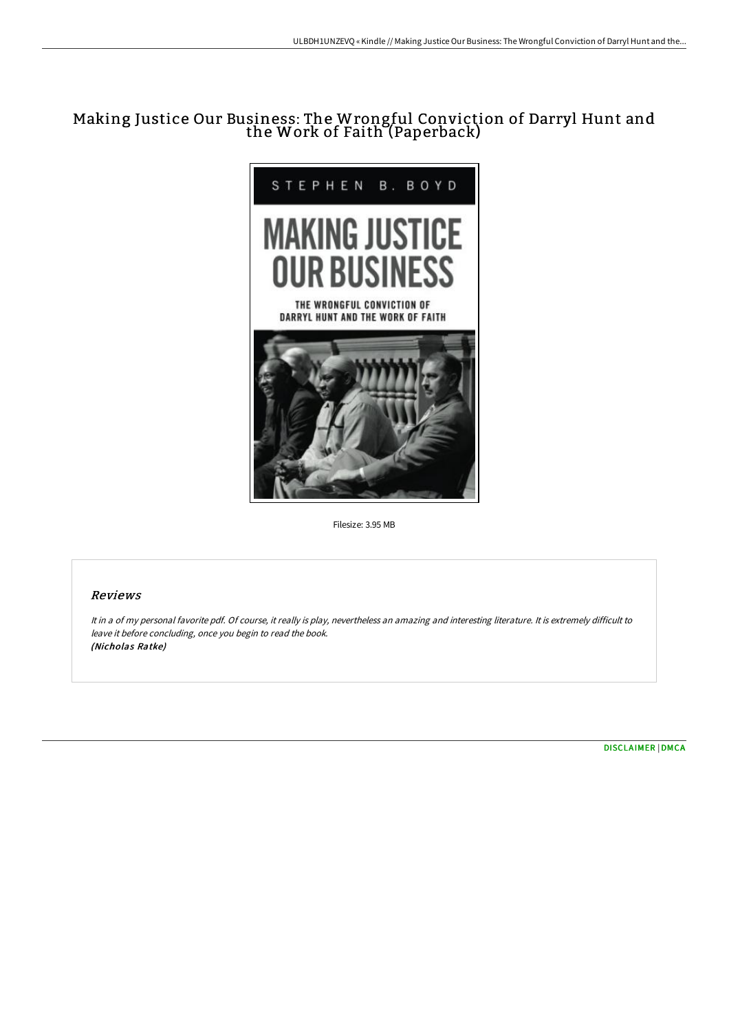# Making Justice Our Business: The Wrongful Conviction of Darryl Hunt and the Work of Faith (Paperback)

Filesize: 3.95 MB

## Reviews

*It in a of my personal favorite pdf. Of course, it really is play, nevertheless an amazing and interesting literature. It is extremely difficult to leave it before concluding, once you begin to read the book.*
*(Nicholas Ratke)*

DISCLAIMER | DMCA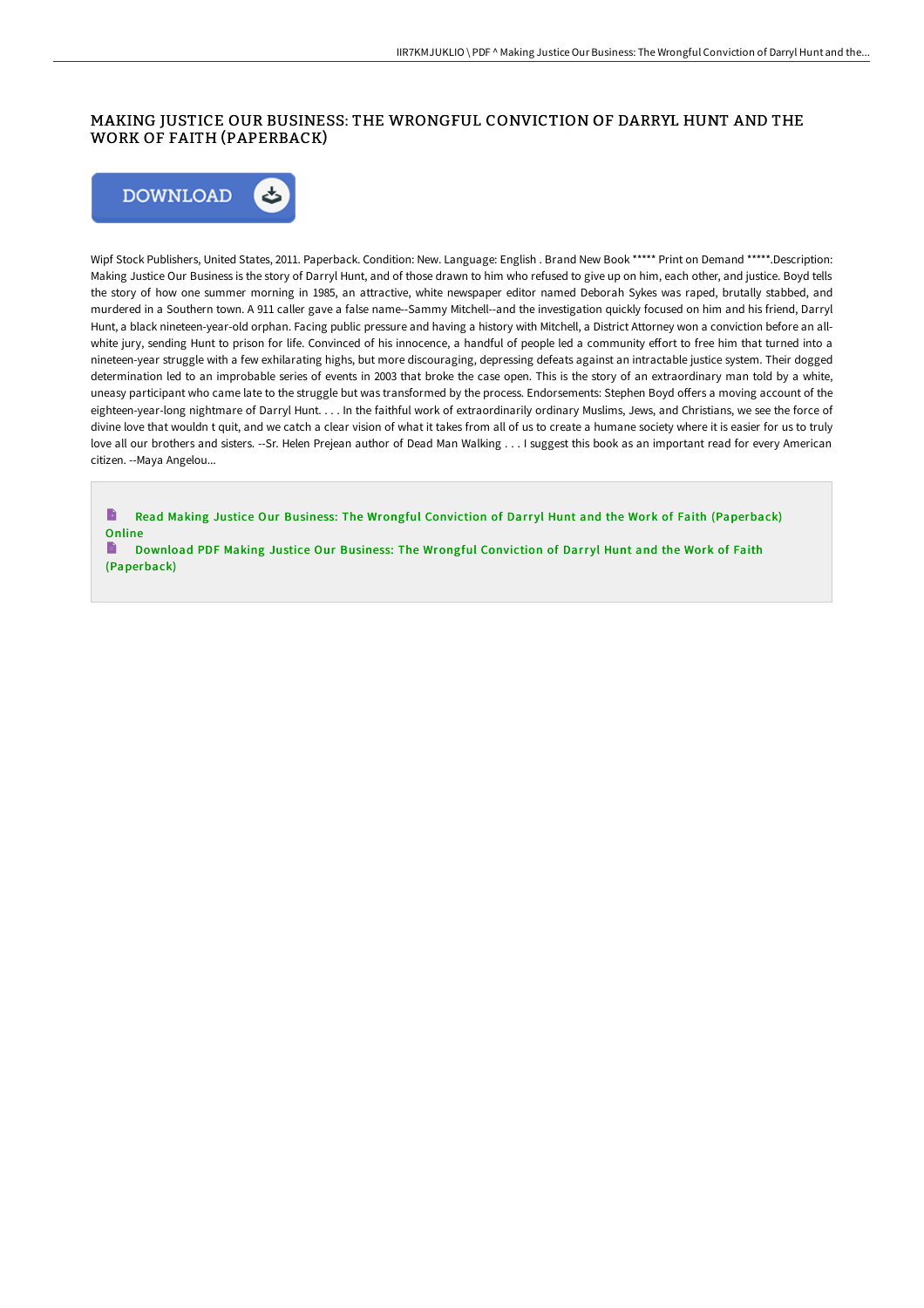# MAKING JUSTICE OUR BUSINESS: THE WRONGFUL CONVICTION OF DARRYL HUNT AND THE WORK OF FAITH (PAPERBACK)

DOWNLOAD

Wipf Stock Publishers, United States, 2011. Paperback. Condition: New. Language: English . Brand New Book ***** Print on Demand *****.Description: Making Justice Our Business is the story of Darryl Hunt, and of those drawn to him who refused to give up on him, each other, and justice. Boyd tells the story of how one summer morning in 1985, an attractive, white newspaper editor named Deborah Sykes was raped, brutally stabbed, and murdered in a Southern town. A 911 caller gave a false name--Sammy Mitchell--and the investigation quickly focused on him and his friend, Darryl Hunt, a black nineteen-year-old orphan. Facing public pressure and having a history with Mitchell, a District Attorney won a conviction before an all-white jury, sending Hunt to prison for life. Convinced of his innocence, a handful of people led a community effort to free him that turned into a nineteen-year struggle with a few exhilarating highs, but more discouraging, depressing defeats against an intractable justice system. Their dogged determination led to an improbable series of events in 2003 that broke the case open. This is the story of an extraordinary man told by a white, uneasy participant who came late to the struggle but was transformed by the process. Endorsements: Stephen Boyd offers a moving account of the eighteen-year-long nightmare of Darryl Hunt. . . . In the faithful work of extraordinarily ordinary Muslims, Jews, and Christians, we see the force of divine love that wouldn t quit, and we catch a clear vision of what it takes from all of us to create a humane society where it is easier for us to truly love all our brothers and sisters. --Sr. Helen Prejean author of Dead Man Walking . . . I suggest this book as an important read for every American citizen. --Maya Angelou...

Read Making Justice Our Business: The Wrongful Conviction of Darryl Hunt and the Work of Faith (Paperback) Online

Download PDF Making Justice Our Business: The Wrongful Conviction of Darryl Hunt and the Work of Faith (Paperback)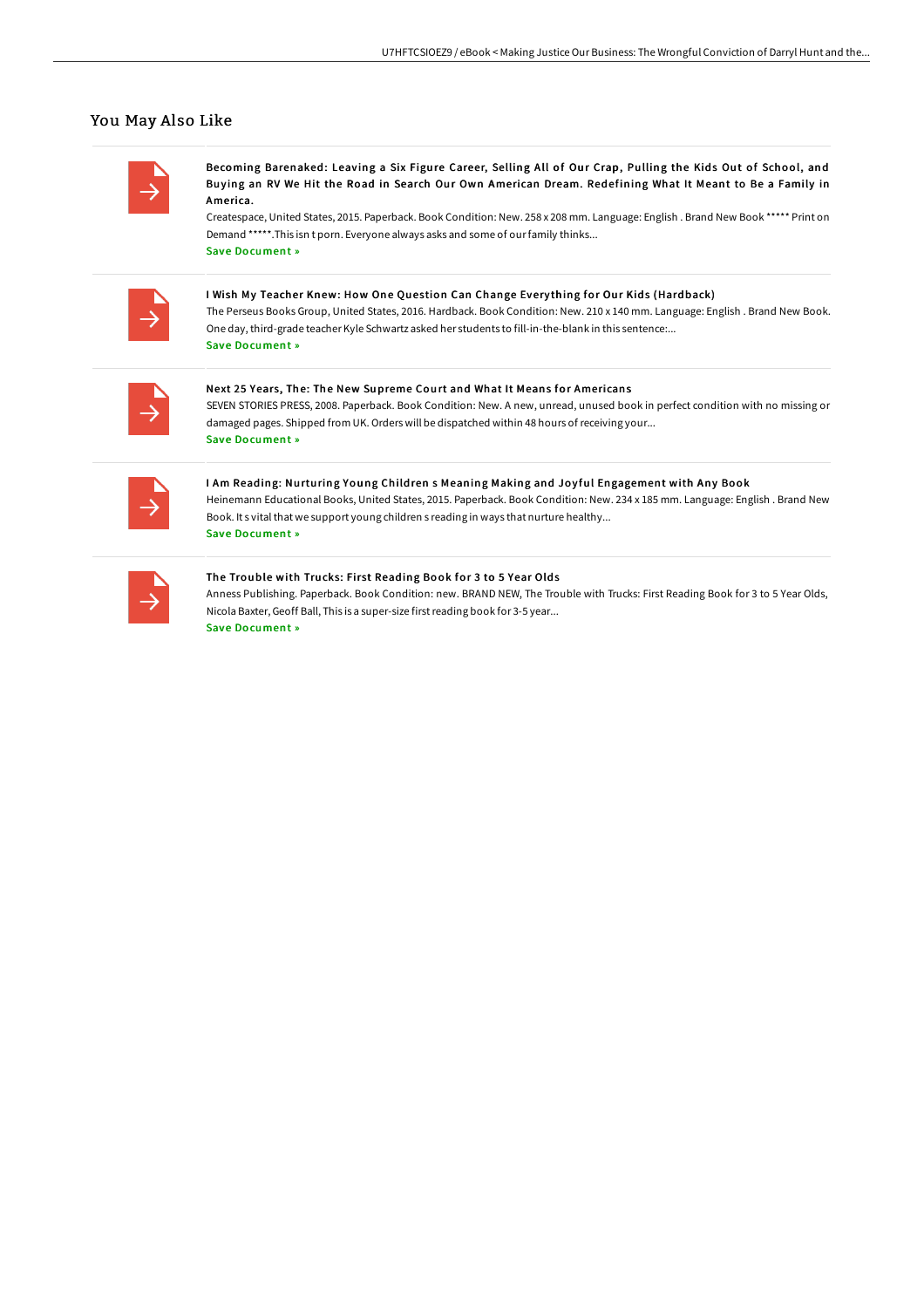## You May Also Like

**Becoming Barenaked: Leaving a Six Figure Career, Selling All of Our Crap, Pulling the Kids Out of School, and Buying an RV We Hit the Road in Search Our Own American Dream. Redefining What It Meant to Be a Family in America.**

Createspace, United States, 2015. Paperback. Book Condition: New. 258 x 208 mm. Language: English . Brand New Book ***** Print on Demand *****.This isn t porn. Everyone always asks and some of our family thinks...

Save Document »

**I Wish My Teacher Knew: How One Question Can Change Everything for Our Kids (Hardback)**

The Perseus Books Group, United States, 2016. Hardback. Book Condition: New. 210 x 140 mm. Language: English . Brand New Book. One day, third-grade teacher Kyle Schwartz asked her students to fill-in-the-blank in this sentence:...

Save Document »

**Next 25 Years, The: The New Supreme Court and What It Means for Americans**

SEVEN STORIES PRESS, 2008. Paperback. Book Condition: New. A new, unread, unused book in perfect condition with no missing or damaged pages. Shipped from UK. Orders will be dispatched within 48 hours of receiving your...

Save Document »

**I Am Reading: Nurturing Young Children s Meaning Making and Joyful Engagement with Any Book**

Heinemann Educational Books, United States, 2015. Paperback. Book Condition: New. 234 x 185 mm. Language: English . Brand New Book. It s vital that we support young children s reading in ways that nurture healthy...

Save Document »

**The Trouble with Trucks: First Reading Book for 3 to 5 Year Olds**

Anness Publishing. Paperback. Book Condition: new. BRAND NEW, The Trouble with Trucks: First Reading Book for 3 to 5 Year Olds, Nicola Baxter, Geoff Ball, This is a super-size first reading book for 3-5 year...

Save Document »